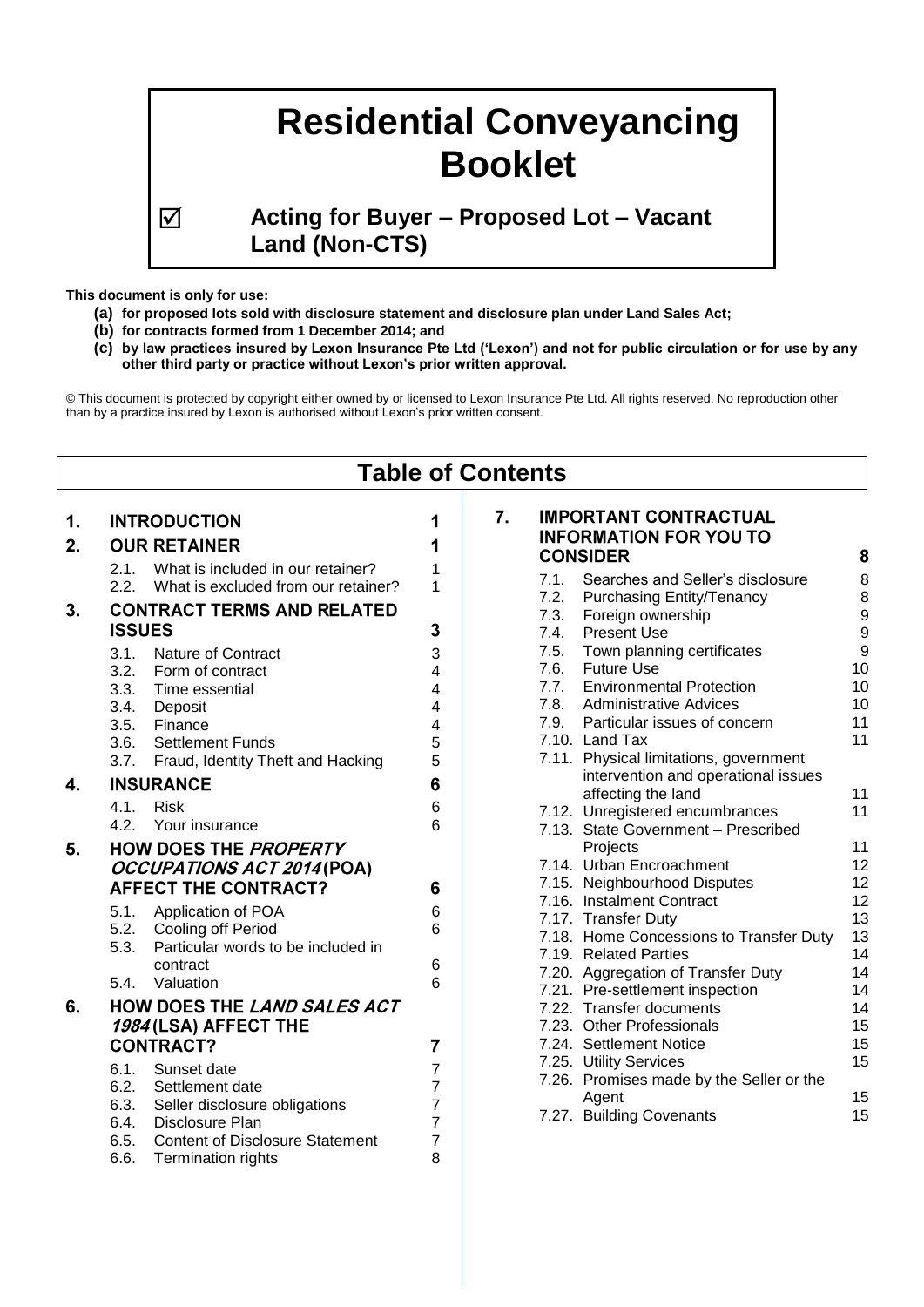# Residential Conveyancing Booklet

☑ **Acting for Buyer – Proposed Lot – Vacant Land (Non-CTS)**

**This document is only for use:**

- **(a) for proposed lots sold with disclosure statement and disclosure plan under Land Sales Act;**
- **(b) for contracts formed from 1 December 2014; and**
- **(c) by law practices insured by Lexon Insurance Pte Ltd ('Lexon') and not for public circulation or for use by any other third party or practice without Lexon's prior written approval.**

© This document is protected by copyright either owned by or licensed to Lexon Insurance Pte Ltd. All rights reserved. No reproduction other than by a practice insured by Lexon is authorised without Lexon's prior written consent.

## Table of Contents

| | | |
|---|---|---|
| **1.** | **INTRODUCTION** | **1** |
| **2.** | **OUR RETAINER** | **1** |
| 2.1. | What is included in our retainer? | 1 |
| 2.2. | What is excluded from our retainer? | 1 |
| **3.** | **CONTRACT TERMS AND RELATED ISSUES** | **3** |
| 3.1. | Nature of Contract | 3 |
| 3.2. | Form of contract | 4 |
| 3.3. | Time essential | 4 |
| 3.4. | Deposit | 4 |
| 3.5. | Finance | 4 |
| 3.6. | Settlement Funds | 5 |
| 3.7. | Fraud, Identity Theft and Hacking | 5 |
| **4.** | **INSURANCE** | **6** |
| 4.1. | Risk | 6 |
| 4.2. | Your insurance | 6 |
| **5.** | **HOW DOES THE *PROPERTY OCCUPATIONS ACT 2014* (POA) AFFECT THE CONTRACT?** | **6** |
| 5.1. | Application of POA | 6 |
| 5.2. | Cooling off Period | 6 |
| 5.3. | Particular words to be included in contract | 6 |
| 5.4. | Valuation | 6 |
| **6.** | **HOW DOES THE *LAND SALES ACT 1984* (LSA) AFFECT THE CONTRACT?** | **7** |
| 6.1. | Sunset date | 7 |
| 6.2. | Settlement date | 7 |
| 6.3. | Seller disclosure obligations | 7 |
| 6.4. | Disclosure Plan | 7 |
| 6.5. | Content of Disclosure Statement | 7 |
| 6.6. | Termination rights | 8 |
| **7.** | **IMPORTANT CONTRACTUAL INFORMATION FOR YOU TO CONSIDER** | **8** |
| 7.1. | Searches and Seller's disclosure | 8 |
| 7.2. | Purchasing Entity/Tenancy | 8 |
| 7.3. | Foreign ownership | 9 |
| 7.4. | Present Use | 9 |
| 7.5. | Town planning certificates | 9 |
| 7.6. | Future Use | 10 |
| 7.7. | Environmental Protection | 10 |
| 7.8. | Administrative Advices | 10 |
| 7.9. | Particular issues of concern | 11 |
| 7.10. | Land Tax | 11 |
| 7.11. | Physical limitations, government intervention and operational issues affecting the land | 11 |
| 7.12. | Unregistered encumbrances | 11 |
| 7.13. | State Government – Prescribed Projects | 11 |
| 7.14. | Urban Encroachment | 12 |
| 7.15. | Neighbourhood Disputes | 12 |
| 7.16. | Instalment Contract | 12 |
| 7.17. | Transfer Duty | 13 |
| 7.18. | Home Concessions to Transfer Duty | 13 |
| 7.19. | Related Parties | 14 |
| 7.20. | Aggregation of Transfer Duty | 14 |
| 7.21. | Pre-settlement inspection | 14 |
| 7.22. | Transfer documents | 14 |
| 7.23. | Other Professionals | 15 |
| 7.24. | Settlement Notice | 15 |
| 7.25. | Utility Services | 15 |
| 7.26. | Promises made by the Seller or the Agent | 15 |
| 7.27. | Building Covenants | 15 |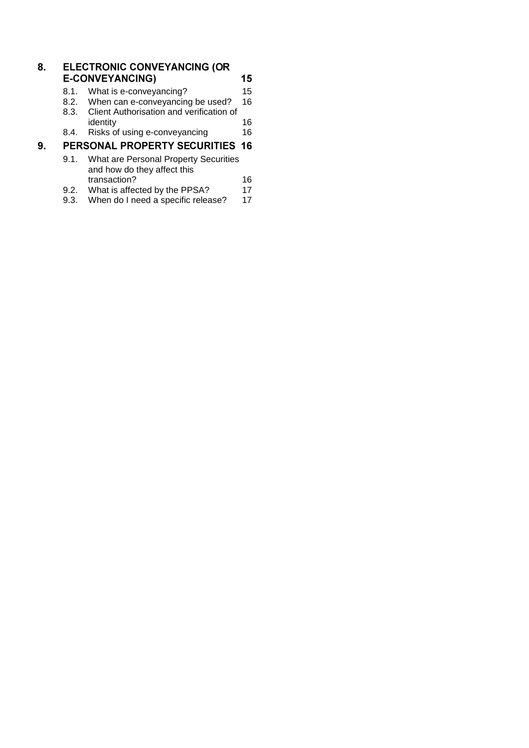**8. ELECTRONIC CONVEYANCING (OR E-CONVEYANCING) 15**

- 8.1. What is e-conveyancing? 15
- 8.2. When can e-conveyancing be used? 16
- 8.3. Client Authorisation and verification of identity 16
- 8.4. Risks of using e-conveyancing 16

**9. PERSONAL PROPERTY SECURITIES 16**

- 9.1. What are Personal Property Securities and how do they affect this transaction? 16
- 9.2. What is affected by the PPSA? 17
- 9.3. When do I need a specific release? 17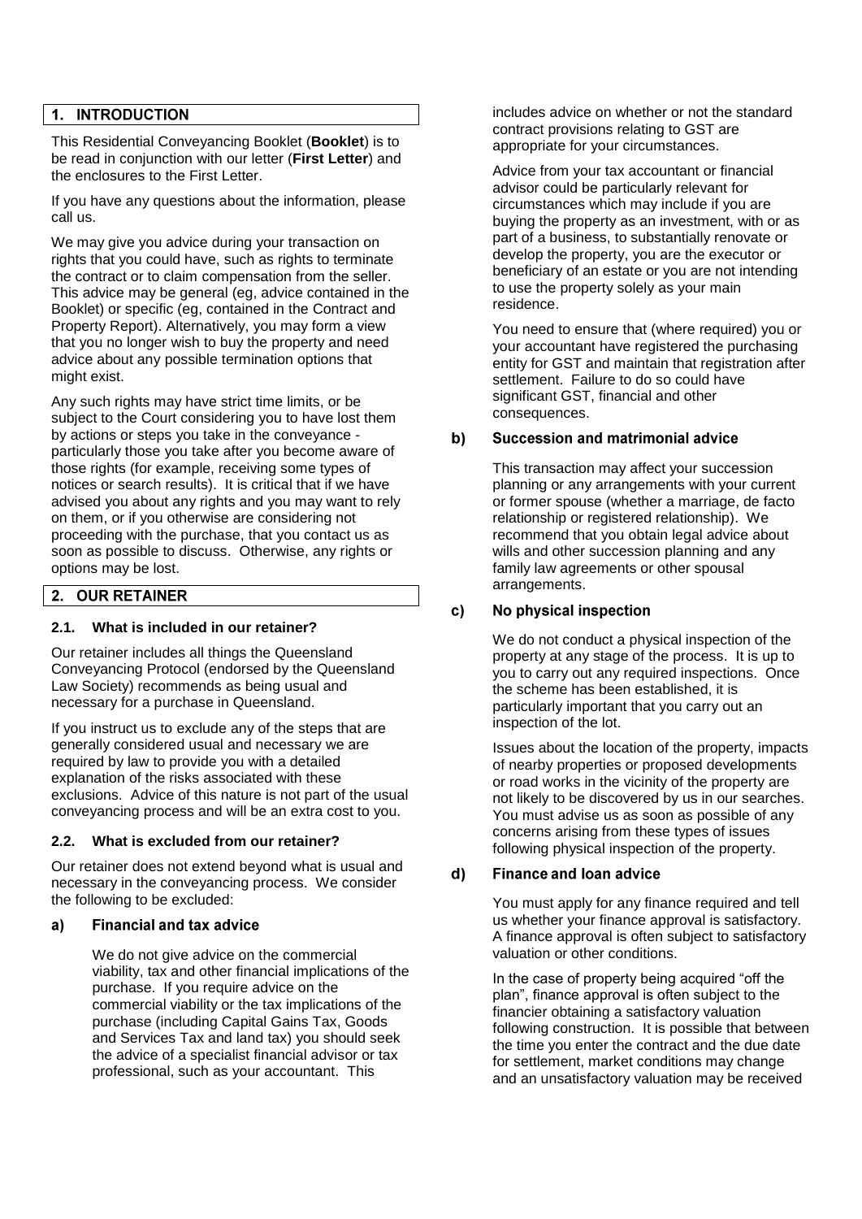## 1. INTRODUCTION

This Residential Conveyancing Booklet (**Booklet**) is to be read in conjunction with our letter (**First Letter**) and the enclosures to the First Letter.

If you have any questions about the information, please call us.

We may give you advice during your transaction on rights that you could have, such as rights to terminate the contract or to claim compensation from the seller. This advice may be general (eg, advice contained in the Booklet) or specific (eg, contained in the Contract and Property Report). Alternatively, you may form a view that you no longer wish to buy the property and need advice about any possible termination options that might exist.

Any such rights may have strict time limits, or be subject to the Court considering you to have lost them by actions or steps you take in the conveyance - particularly those you take after you become aware of those rights (for example, receiving some types of notices or search results). It is critical that if we have advised you about any rights and you may want to rely on them, or if you otherwise are considering not proceeding with the purchase, that you contact us as soon as possible to discuss. Otherwise, any rights or options may be lost.

## 2. OUR RETAINER

### 2.1. What is included in our retainer?

Our retainer includes all things the Queensland Conveyancing Protocol (endorsed by the Queensland Law Society) recommends as being usual and necessary for a purchase in Queensland.

If you instruct us to exclude any of the steps that are generally considered usual and necessary we are required by law to provide you with a detailed explanation of the risks associated with these exclusions. Advice of this nature is not part of the usual conveyancing process and will be an extra cost to you.

### 2.2. What is excluded from our retainer?

Our retainer does not extend beyond what is usual and necessary in the conveyancing process. We consider the following to be excluded:

#### a) Financial and tax advice

We do not give advice on the commercial viability, tax and other financial implications of the purchase. If you require advice on the commercial viability or the tax implications of the purchase (including Capital Gains Tax, Goods and Services Tax and land tax) you should seek the advice of a specialist financial advisor or tax professional, such as your accountant. This includes advice on whether or not the standard contract provisions relating to GST are appropriate for your circumstances.

Advice from your tax accountant or financial advisor could be particularly relevant for circumstances which may include if you are buying the property as an investment, with or as part of a business, to substantially renovate or develop the property, you are the executor or beneficiary of an estate or you are not intending to use the property solely as your main residence.

You need to ensure that (where required) you or your accountant have registered the purchasing entity for GST and maintain that registration after settlement. Failure to do so could have significant GST, financial and other consequences.

#### b) Succession and matrimonial advice

This transaction may affect your succession planning or any arrangements with your current or former spouse (whether a marriage, de facto relationship or registered relationship). We recommend that you obtain legal advice about wills and other succession planning and any family law agreements or other spousal arrangements.

#### c) No physical inspection

We do not conduct a physical inspection of the property at any stage of the process. It is up to you to carry out any required inspections. Once the scheme has been established, it is particularly important that you carry out an inspection of the lot.

Issues about the location of the property, impacts of nearby properties or proposed developments or road works in the vicinity of the property are not likely to be discovered by us in our searches. You must advise us as soon as possible of any concerns arising from these types of issues following physical inspection of the property.

#### d) Finance and loan advice

You must apply for any finance required and tell us whether your finance approval is satisfactory. A finance approval is often subject to satisfactory valuation or other conditions.

In the case of property being acquired "off the plan", finance approval is often subject to the financier obtaining a satisfactory valuation following construction. It is possible that between the time you enter the contract and the due date for settlement, market conditions may change and an unsatisfactory valuation may be received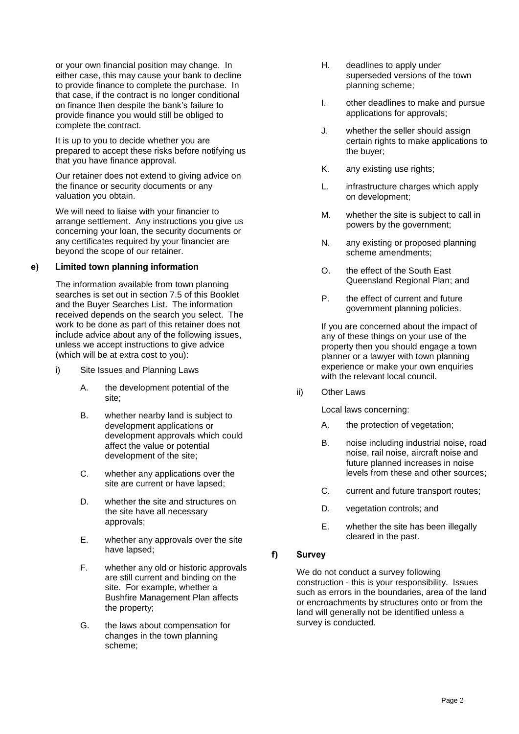or your own financial position may change. In either case, this may cause your bank to decline to provide finance to complete the purchase. In that case, if the contract is no longer conditional on finance then despite the bank's failure to provide finance you would still be obliged to complete the contract.

It is up to you to decide whether you are prepared to accept these risks before notifying us that you have finance approval.

Our retainer does not extend to giving advice on the finance or security documents or any valuation you obtain.

We will need to liaise with your financier to arrange settlement. Any instructions you give us concerning your loan, the security documents or any certificates required by your financier are beyond the scope of our retainer.

### e) Limited town planning information

The information available from town planning searches is set out in section 7.5 of this Booklet and the Buyer Searches List. The information received depends on the search you select. The work to be done as part of this retainer does not include advice about any of the following issues, unless we accept instructions to give advice (which will be at extra cost to you):

i) Site Issues and Planning Laws

   A. the development potential of the site;

   B. whether nearby land is subject to development applications or development approvals which could affect the value or potential development of the site;

   C. whether any applications over the site are current or have lapsed;

   D. whether the site and structures on the site have all necessary approvals;

   E. whether any approvals over the site have lapsed;

   F. whether any old or historic approvals are still current and binding on the site. For example, whether a Bushfire Management Plan affects the property;

   G. the laws about compensation for changes in the town planning scheme;

   H. deadlines to apply under superseded versions of the town planning scheme;

   I. other deadlines to make and pursue applications for approvals;

   J. whether the seller should assign certain rights to make applications to the buyer;

   K. any existing use rights;

   L. infrastructure charges which apply on development;

   M. whether the site is subject to call in powers by the government;

   N. any existing or proposed planning scheme amendments;

   O. the effect of the South East Queensland Regional Plan; and

   P. the effect of current and future government planning policies.

   If you are concerned about the impact of any of these things on your use of the property then you should engage a town planner or a lawyer with town planning experience or make your own enquiries with the relevant local council.

ii) Other Laws

   Local laws concerning:

   A. the protection of vegetation;

   B. noise including industrial noise, road noise, rail noise, aircraft noise and future planned increases in noise levels from these and other sources;

   C. current and future transport routes;

   D. vegetation controls; and

   E. whether the site has been illegally cleared in the past.

### f) Survey

We do not conduct a survey following construction - this is your responsibility. Issues such as errors in the boundaries, area of the land or encroachments by structures onto or from the land will generally not be identified unless a survey is conducted.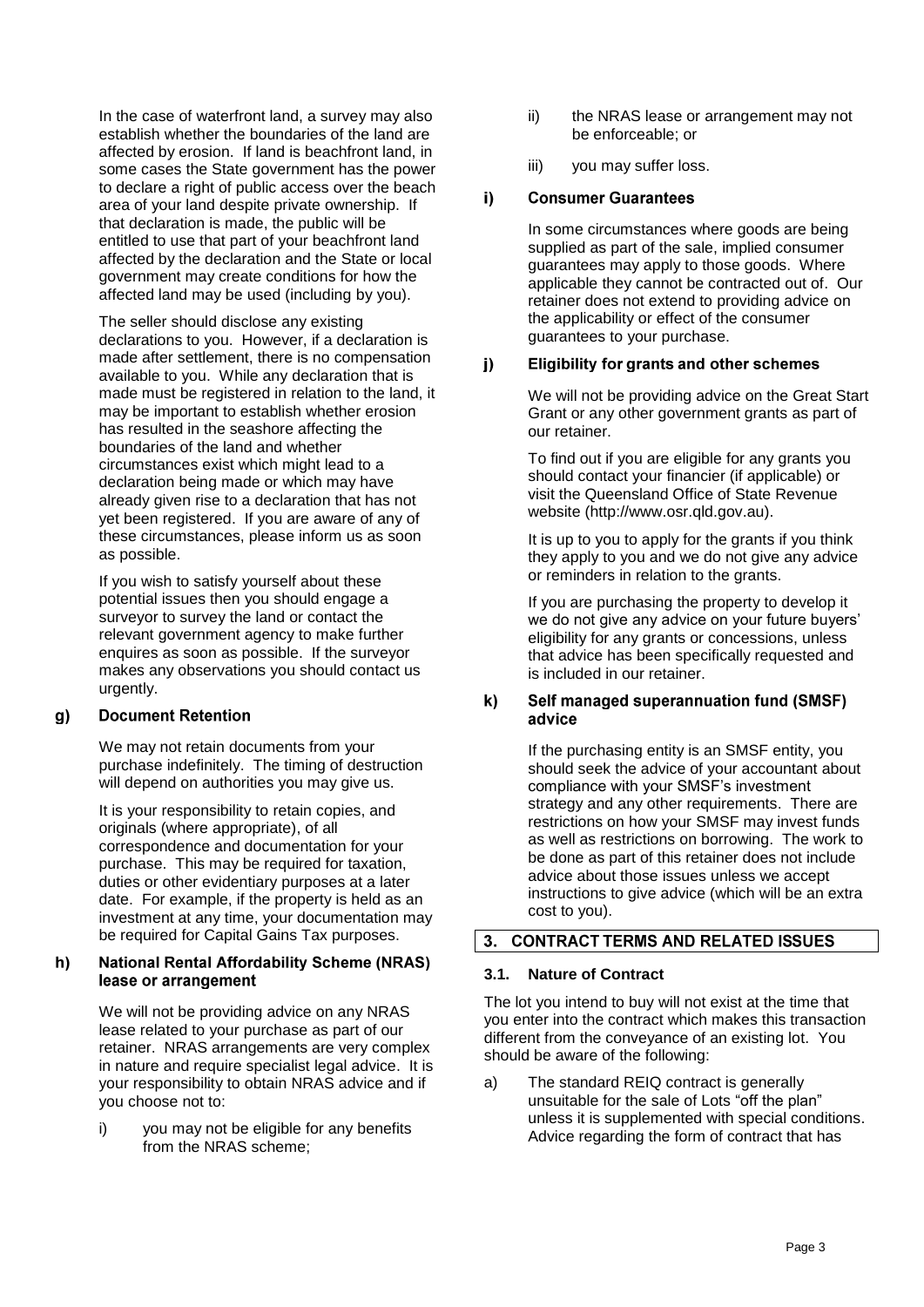In the case of waterfront land, a survey may also establish whether the boundaries of the land are affected by erosion. If land is beachfront land, in some cases the State government has the power to declare a right of public access over the beach area of your land despite private ownership. If that declaration is made, the public will be entitled to use that part of your beachfront land affected by the declaration and the State or local government may create conditions for how the affected land may be used (including by you).

The seller should disclose any existing declarations to you. However, if a declaration is made after settlement, there is no compensation available to you. While any declaration that is made must be registered in relation to the land, it may be important to establish whether erosion has resulted in the seashore affecting the boundaries of the land and whether circumstances exist which might lead to a declaration being made or which may have already given rise to a declaration that has not yet been registered. If you are aware of any of these circumstances, please inform us as soon as possible.

If you wish to satisfy yourself about these potential issues then you should engage a surveyor to survey the land or contact the relevant government agency to make further enquires as soon as possible. If the surveyor makes any observations you should contact us urgently.

### g) Document Retention

We may not retain documents from your purchase indefinitely. The timing of destruction will depend on authorities you may give us.

It is your responsibility to retain copies, and originals (where appropriate), of all correspondence and documentation for your purchase. This may be required for taxation, duties or other evidentiary purposes at a later date. For example, if the property is held as an investment at any time, your documentation may be required for Capital Gains Tax purposes.

### h) National Rental Affordability Scheme (NRAS) lease or arrangement

We will not be providing advice on any NRAS lease related to your purchase as part of our retainer. NRAS arrangements are very complex in nature and require specialist legal advice. It is your responsibility to obtain NRAS advice and if you choose not to:

i) you may not be eligible for any benefits from the NRAS scheme;

ii) the NRAS lease or arrangement may not be enforceable; or

iii) you may suffer loss.

### i) Consumer Guarantees

In some circumstances where goods are being supplied as part of the sale, implied consumer guarantees may apply to those goods. Where applicable they cannot be contracted out of. Our retainer does not extend to providing advice on the applicability or effect of the consumer guarantees to your purchase.

### j) Eligibility for grants and other schemes

We will not be providing advice on the Great Start Grant or any other government grants as part of our retainer.

To find out if you are eligible for any grants you should contact your financier (if applicable) or visit the Queensland Office of State Revenue website (http://www.osr.qld.gov.au).

It is up to you to apply for the grants if you think they apply to you and we do not give any advice or reminders in relation to the grants.

If you are purchasing the property to develop it we do not give any advice on your future buyers' eligibility for any grants or concessions, unless that advice has been specifically requested and is included in our retainer.

### k) Self managed superannuation fund (SMSF) advice

If the purchasing entity is an SMSF entity, you should seek the advice of your accountant about compliance with your SMSF's investment strategy and any other requirements. There are restrictions on how your SMSF may invest funds as well as restrictions on borrowing. The work to be done as part of this retainer does not include advice about those issues unless we accept instructions to give advice (which will be an extra cost to you).

## 3. CONTRACT TERMS AND RELATED ISSUES

### 3.1. Nature of Contract

The lot you intend to buy will not exist at the time that you enter into the contract which makes this transaction different from the conveyance of an existing lot. You should be aware of the following:

a) The standard REIQ contract is generally unsuitable for the sale of Lots "off the plan" unless it is supplemented with special conditions. Advice regarding the form of contract that has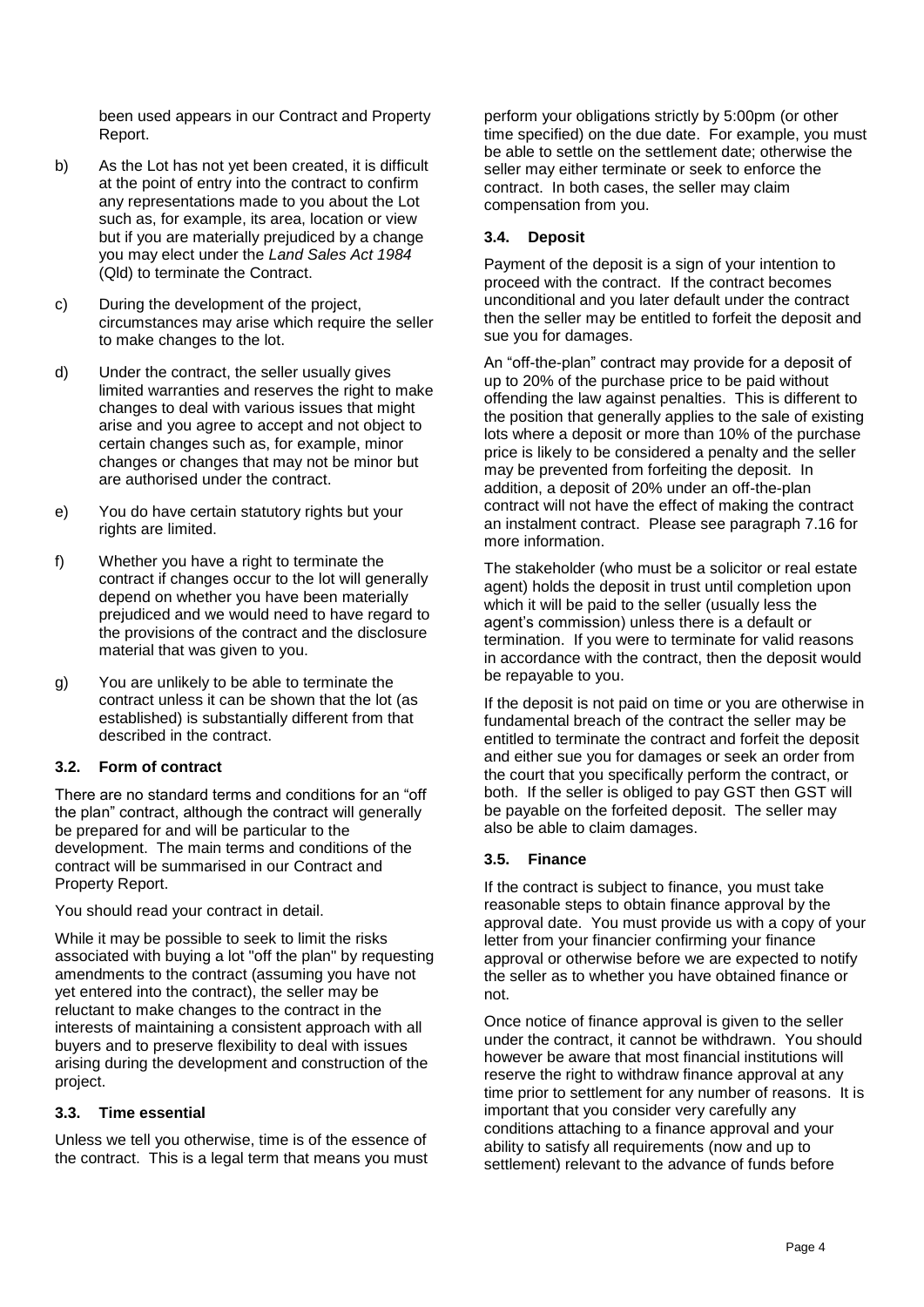been used appears in our Contract and Property Report.

b) As the Lot has not yet been created, it is difficult at the point of entry into the contract to confirm any representations made to you about the Lot such as, for example, its area, location or view but if you are materially prejudiced by a change you may elect under the *Land Sales Act 1984* (Qld) to terminate the Contract.

c) During the development of the project, circumstances may arise which require the seller to make changes to the lot.

d) Under the contract, the seller usually gives limited warranties and reserves the right to make changes to deal with various issues that might arise and you agree to accept and not object to certain changes such as, for example, minor changes or changes that may not be minor but are authorised under the contract.

e) You do have certain statutory rights but your rights are limited.

f) Whether you have a right to terminate the contract if changes occur to the lot will generally depend on whether you have been materially prejudiced and we would need to have regard to the provisions of the contract and the disclosure material that was given to you.

g) You are unlikely to be able to terminate the contract unless it can be shown that the lot (as established) is substantially different from that described in the contract.

### 3.2. Form of contract

There are no standard terms and conditions for an "off the plan" contract, although the contract will generally be prepared for and will be particular to the development. The main terms and conditions of the contract will be summarised in our Contract and Property Report.

You should read your contract in detail.

While it may be possible to seek to limit the risks associated with buying a lot "off the plan" by requesting amendments to the contract (assuming you have not yet entered into the contract), the seller may be reluctant to make changes to the contract in the interests of maintaining a consistent approach with all buyers and to preserve flexibility to deal with issues arising during the development and construction of the project.

### 3.3. Time essential

Unless we tell you otherwise, time is of the essence of the contract. This is a legal term that means you must perform your obligations strictly by 5:00pm (or other time specified) on the due date. For example, you must be able to settle on the settlement date; otherwise the seller may either terminate or seek to enforce the contract. In both cases, the seller may claim compensation from you.

### 3.4. Deposit

Payment of the deposit is a sign of your intention to proceed with the contract. If the contract becomes unconditional and you later default under the contract then the seller may be entitled to forfeit the deposit and sue you for damages.

An "off-the-plan" contract may provide for a deposit of up to 20% of the purchase price to be paid without offending the law against penalties. This is different to the position that generally applies to the sale of existing lots where a deposit or more than 10% of the purchase price is likely to be considered a penalty and the seller may be prevented from forfeiting the deposit. In addition, a deposit of 20% under an off-the-plan contract will not have the effect of making the contract an instalment contract. Please see paragraph 7.16 for more information.

The stakeholder (who must be a solicitor or real estate agent) holds the deposit in trust until completion upon which it will be paid to the seller (usually less the agent's commission) unless there is a default or termination. If you were to terminate for valid reasons in accordance with the contract, then the deposit would be repayable to you.

If the deposit is not paid on time or you are otherwise in fundamental breach of the contract the seller may be entitled to terminate the contract and forfeit the deposit and either sue you for damages or seek an order from the court that you specifically perform the contract, or both. If the seller is obliged to pay GST then GST will be payable on the forfeited deposit. The seller may also be able to claim damages.

### 3.5. Finance

If the contract is subject to finance, you must take reasonable steps to obtain finance approval by the approval date. You must provide us with a copy of your letter from your financier confirming your finance approval or otherwise before we are expected to notify the seller as to whether you have obtained finance or not.

Once notice of finance approval is given to the seller under the contract, it cannot be withdrawn. You should however be aware that most financial institutions will reserve the right to withdraw finance approval at any time prior to settlement for any number of reasons. It is important that you consider very carefully any conditions attaching to a finance approval and your ability to satisfy all requirements (now and up to settlement) relevant to the advance of funds before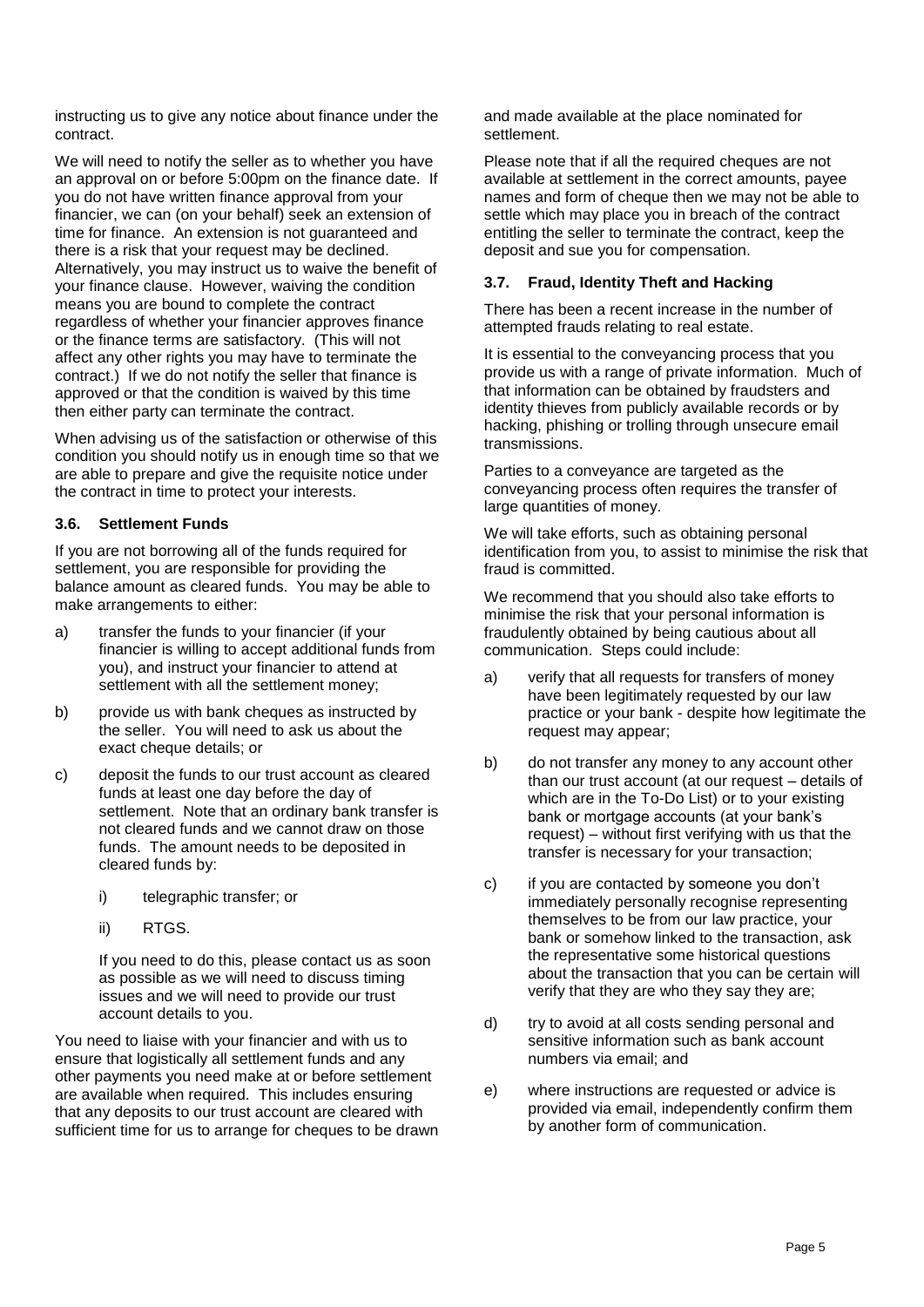instructing us to give any notice about finance under the contract.

We will need to notify the seller as to whether you have an approval on or before 5:00pm on the finance date. If you do not have written finance approval from your financier, we can (on your behalf) seek an extension of time for finance. An extension is not guaranteed and there is a risk that your request may be declined. Alternatively, you may instruct us to waive the benefit of your finance clause. However, waiving the condition means you are bound to complete the contract regardless of whether your financier approves finance or the finance terms are satisfactory. (This will not affect any other rights you may have to terminate the contract.) If we do not notify the seller that finance is approved or that the condition is waived by this time then either party can terminate the contract.

When advising us of the satisfaction or otherwise of this condition you should notify us in enough time so that we are able to prepare and give the requisite notice under the contract in time to protect your interests.

### 3.6. Settlement Funds

If you are not borrowing all of the funds required for settlement, you are responsible for providing the balance amount as cleared funds. You may be able to make arrangements to either:

a) transfer the funds to your financier (if your financier is willing to accept additional funds from you), and instruct your financier to attend at settlement with all the settlement money;

b) provide us with bank cheques as instructed by the seller. You will need to ask us about the exact cheque details; or

c) deposit the funds to our trust account as cleared funds at least one day before the day of settlement. Note that an ordinary bank transfer is not cleared funds and we cannot draw on those funds. The amount needs to be deposited in cleared funds by:

   i) telegraphic transfer; or

   ii) RTGS.

   If you need to do this, please contact us as soon as possible as we will need to discuss timing issues and we will need to provide our trust account details to you.

You need to liaise with your financier and with us to ensure that logistically all settlement funds and any other payments you need make at or before settlement are available when required. This includes ensuring that any deposits to our trust account are cleared with sufficient time for us to arrange for cheques to be drawn and made available at the place nominated for settlement.

Please note that if all the required cheques are not available at settlement in the correct amounts, payee names and form of cheque then we may not be able to settle which may place you in breach of the contract entitling the seller to terminate the contract, keep the deposit and sue you for compensation.

### 3.7. Fraud, Identity Theft and Hacking

There has been a recent increase in the number of attempted frauds relating to real estate.

It is essential to the conveyancing process that you provide us with a range of private information. Much of that information can be obtained by fraudsters and identity thieves from publicly available records or by hacking, phishing or trolling through unsecure email transmissions.

Parties to a conveyance are targeted as the conveyancing process often requires the transfer of large quantities of money.

We will take efforts, such as obtaining personal identification from you, to assist to minimise the risk that fraud is committed.

We recommend that you should also take efforts to minimise the risk that your personal information is fraudulently obtained by being cautious about all communication. Steps could include:

a) verify that all requests for transfers of money have been legitimately requested by our law practice or your bank - despite how legitimate the request may appear;

b) do not transfer any money to any account other than our trust account (at our request – details of which are in the To-Do List) or to your existing bank or mortgage accounts (at your bank's request) – without first verifying with us that the transfer is necessary for your transaction;

c) if you are contacted by someone you don't immediately personally recognise representing themselves to be from our law practice, your bank or somehow linked to the transaction, ask the representative some historical questions about the transaction that you can be certain will verify that they are who they say they are;

d) try to avoid at all costs sending personal and sensitive information such as bank account numbers via email; and

e) where instructions are requested or advice is provided via email, independently confirm them by another form of communication.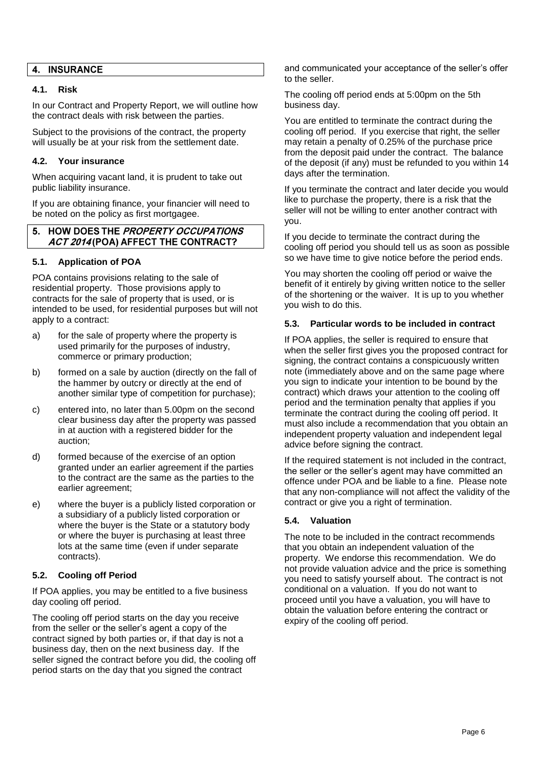## 4. INSURANCE

### 4.1. Risk

In our Contract and Property Report, we will outline how the contract deals with risk between the parties.

Subject to the provisions of the contract, the property will usually be at your risk from the settlement date.

### 4.2. Your insurance

When acquiring vacant land, it is prudent to take out public liability insurance.

If you are obtaining finance, your financier will need to be noted on the policy as first mortgagee.

## 5. HOW DOES THE *PROPERTY OCCUPATIONS ACT 2014* (POA) AFFECT THE CONTRACT?

### 5.1. Application of POA

POA contains provisions relating to the sale of residential property. Those provisions apply to contracts for the sale of property that is used, or is intended to be used, for residential purposes but will not apply to a contract:

a) for the sale of property where the property is used primarily for the purposes of industry, commerce or primary production;

b) formed on a sale by auction (directly on the fall of the hammer by outcry or directly at the end of another similar type of competition for purchase);

c) entered into, no later than 5.00pm on the second clear business day after the property was passed in at auction with a registered bidder for the auction;

d) formed because of the exercise of an option granted under an earlier agreement if the parties to the contract are the same as the parties to the earlier agreement;

e) where the buyer is a publicly listed corporation or a subsidiary of a publicly listed corporation or where the buyer is the State or a statutory body or where the buyer is purchasing at least three lots at the same time (even if under separate contracts).

### 5.2. Cooling off Period

If POA applies, you may be entitled to a five business day cooling off period.

The cooling off period starts on the day you receive from the seller or the seller's agent a copy of the contract signed by both parties or, if that day is not a business day, then on the next business day. If the seller signed the contract before you did, the cooling off period starts on the day that you signed the contract and communicated your acceptance of the seller's offer to the seller.

The cooling off period ends at 5:00pm on the 5th business day.

You are entitled to terminate the contract during the cooling off period. If you exercise that right, the seller may retain a penalty of 0.25% of the purchase price from the deposit paid under the contract. The balance of the deposit (if any) must be refunded to you within 14 days after the termination.

If you terminate the contract and later decide you would like to purchase the property, there is a risk that the seller will not be willing to enter another contract with you.

If you decide to terminate the contract during the cooling off period you should tell us as soon as possible so we have time to give notice before the period ends.

You may shorten the cooling off period or waive the benefit of it entirely by giving written notice to the seller of the shortening or the waiver. It is up to you whether you wish to do this.

### 5.3. Particular words to be included in contract

If POA applies, the seller is required to ensure that when the seller first gives you the proposed contract for signing, the contract contains a conspicuously written note (immediately above and on the same page where you sign to indicate your intention to be bound by the contract) which draws your attention to the cooling off period and the termination penalty that applies if you terminate the contract during the cooling off period. It must also include a recommendation that you obtain an independent property valuation and independent legal advice before signing the contract.

If the required statement is not included in the contract, the seller or the seller's agent may have committed an offence under POA and be liable to a fine. Please note that any non-compliance will not affect the validity of the contract or give you a right of termination.

### 5.4. Valuation

The note to be included in the contract recommends that you obtain an independent valuation of the property. We endorse this recommendation. We do not provide valuation advice and the price is something you need to satisfy yourself about. The contract is not conditional on a valuation. If you do not want to proceed until you have a valuation, you will have to obtain the valuation before entering the contract or expiry of the cooling off period.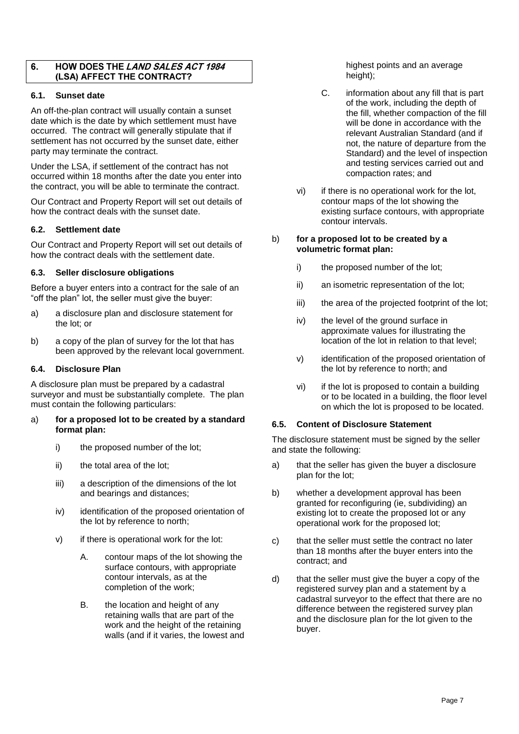## 6. HOW DOES THE *LAND SALES ACT 1984* (LSA) AFFECT THE CONTRACT?

### 6.1. Sunset date

An off-the-plan contract will usually contain a sunset date which is the date by which settlement must have occurred. The contract will generally stipulate that if settlement has not occurred by the sunset date, either party may terminate the contract.

Under the LSA, if settlement of the contract has not occurred within 18 months after the date you enter into the contract, you will be able to terminate the contract.

Our Contract and Property Report will set out details of how the contract deals with the sunset date.

### 6.2. Settlement date

Our Contract and Property Report will set out details of how the contract deals with the settlement date.

### 6.3. Seller disclosure obligations

Before a buyer enters into a contract for the sale of an "off the plan" lot, the seller must give the buyer:

a) a disclosure plan and disclosure statement for the lot; or

b) a copy of the plan of survey for the lot that has been approved by the relevant local government.

### 6.4. Disclosure Plan

A disclosure plan must be prepared by a cadastral surveyor and must be substantially complete. The plan must contain the following particulars:

a) **for a proposed lot to be created by a standard format plan:**

   i) the proposed number of the lot;

   ii) the total area of the lot;

   iii) a description of the dimensions of the lot and bearings and distances;

   iv) identification of the proposed orientation of the lot by reference to north;

   v) if there is operational work for the lot:

      A. contour maps of the lot showing the surface contours, with appropriate contour intervals, as at the completion of the work;

      B. the location and height of any retaining walls that are part of the work and the height of the retaining walls (and if it varies, the lowest and highest points and an average height);

      C. information about any fill that is part of the work, including the depth of the fill, whether compaction of the fill will be done in accordance with the relevant Australian Standard (and if not, the nature of departure from the Standard) and the level of inspection and testing services carried out and compaction rates; and

   vi) if there is no operational work for the lot, contour maps of the lot showing the existing surface contours, with appropriate contour intervals.

b) **for a proposed lot to be created by a volumetric format plan:**

   i) the proposed number of the lot;

   ii) an isometric representation of the lot;

   iii) the area of the projected footprint of the lot;

   iv) the level of the ground surface in approximate values for illustrating the location of the lot in relation to that level;

   v) identification of the proposed orientation of the lot by reference to north; and

   vi) if the lot is proposed to contain a building or to be located in a building, the floor level on which the lot is proposed to be located.

### 6.5. Content of Disclosure Statement

The disclosure statement must be signed by the seller and state the following:

a) that the seller has given the buyer a disclosure plan for the lot;

b) whether a development approval has been granted for reconfiguring (ie, subdividing) an existing lot to create the proposed lot or any operational work for the proposed lot;

c) that the seller must settle the contract no later than 18 months after the buyer enters into the contract; and

d) that the seller must give the buyer a copy of the registered survey plan and a statement by a cadastral surveyor to the effect that there are no difference between the registered survey plan and the disclosure plan for the lot given to the buyer.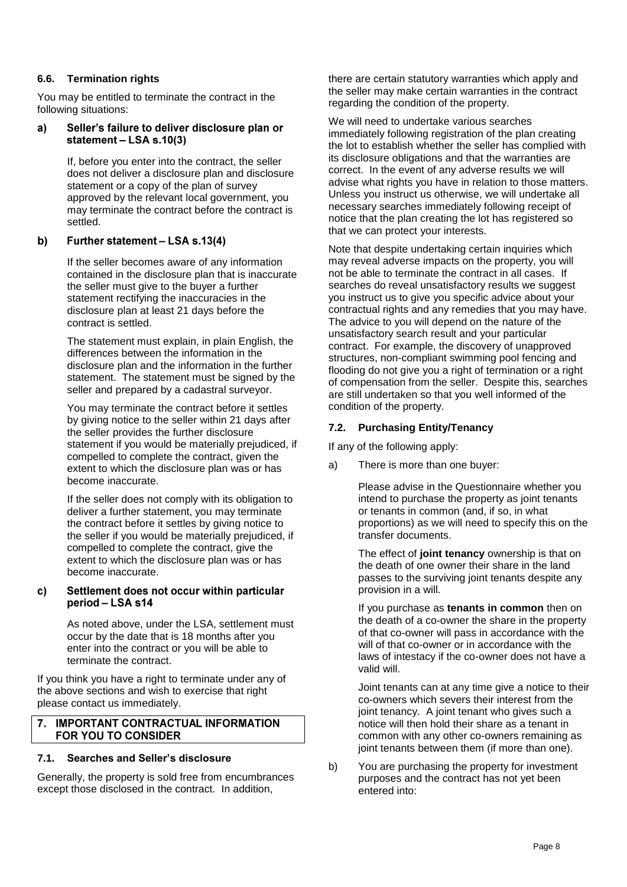### 6.6. Termination rights

You may be entitled to terminate the contract in the following situations:

**a) Seller's failure to deliver disclosure plan or statement – LSA s.10(3)**

If, before you enter into the contract, the seller does not deliver a disclosure plan and disclosure statement or a copy of the plan of survey approved by the relevant local government, you may terminate the contract before the contract is settled.

**b) Further statement – LSA s.13(4)**

If the seller becomes aware of any information contained in the disclosure plan that is inaccurate the seller must give to the buyer a further statement rectifying the inaccuracies in the disclosure plan at least 21 days before the contract is settled.

The statement must explain, in plain English, the differences between the information in the disclosure plan and the information in the further statement. The statement must be signed by the seller and prepared by a cadastral surveyor.

You may terminate the contract before it settles by giving notice to the seller within 21 days after the seller provides the further disclosure statement if you would be materially prejudiced, if compelled to complete the contract, given the extent to which the disclosure plan was or has become inaccurate.

If the seller does not comply with its obligation to deliver a further statement, you may terminate the contract before it settles by giving notice to the seller if you would be materially prejudiced, if compelled to complete the contract, give the extent to which the disclosure plan was or has become inaccurate.

**c) Settlement does not occur within particular period – LSA s14**

As noted above, under the LSA, settlement must occur by the date that is 18 months after you enter into the contract or you will be able to terminate the contract.

If you think you have a right to terminate under any of the above sections and wish to exercise that right please contact us immediately.

## 7. IMPORTANT CONTRACTUAL INFORMATION FOR YOU TO CONSIDER

### 7.1. Searches and Seller's disclosure

Generally, the property is sold free from encumbrances except those disclosed in the contract. In addition, there are certain statutory warranties which apply and the seller may make certain warranties in the contract regarding the condition of the property.

We will need to undertake various searches immediately following registration of the plan creating the lot to establish whether the seller has complied with its disclosure obligations and that the warranties are correct. In the event of any adverse results we will advise what rights you have in relation to those matters. Unless you instruct us otherwise, we will undertake all necessary searches immediately following receipt of notice that the plan creating the lot has registered so that we can protect your interests.

Note that despite undertaking certain inquiries which may reveal adverse impacts on the property, you will not be able to terminate the contract in all cases. If searches do reveal unsatisfactory results we suggest you instruct us to give you specific advice about your contractual rights and any remedies that you may have. The advice to you will depend on the nature of the unsatisfactory search result and your particular contract. For example, the discovery of unapproved structures, non-compliant swimming pool fencing and flooding do not give you a right of termination or a right of compensation from the seller. Despite this, searches are still undertaken so that you well informed of the condition of the property.

### 7.2. Purchasing Entity/Tenancy

If any of the following apply:

a) There is more than one buyer:

Please advise in the Questionnaire whether you intend to purchase the property as joint tenants or tenants in common (and, if so, in what proportions) as we will need to specify this on the transfer documents.

The effect of **joint tenancy** ownership is that on the death of one owner their share in the land passes to the surviving joint tenants despite any provision in a will.

If you purchase as **tenants in common** then on the death of a co-owner the share in the property of that co-owner will pass in accordance with the will of that co-owner or in accordance with the laws of intestacy if the co-owner does not have a valid will.

Joint tenants can at any time give a notice to their co-owners which severs their interest from the joint tenancy. A joint tenant who gives such a notice will then hold their share as a tenant in common with any other co-owners remaining as joint tenants between them (if more than one).

b) You are purchasing the property for investment purposes and the contract has not yet been entered into: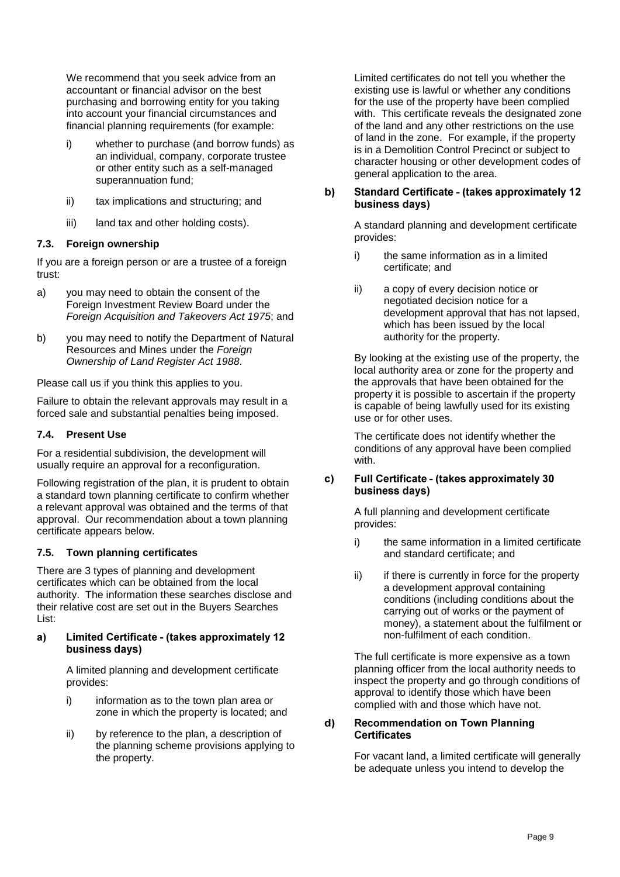We recommend that you seek advice from an accountant or financial advisor on the best purchasing and borrowing entity for you taking into account your financial circumstances and financial planning requirements (for example:

i) whether to purchase (and borrow funds) as an individual, company, corporate trustee or other entity such as a self-managed superannuation fund;

ii) tax implications and structuring; and

iii) land tax and other holding costs).

### 7.3. Foreign ownership

If you are a foreign person or are a trustee of a foreign trust:

a) you may need to obtain the consent of the Foreign Investment Review Board under the *Foreign Acquisition and Takeovers Act 1975*; and

b) you may need to notify the Department of Natural Resources and Mines under the *Foreign Ownership of Land Register Act 1988*.

Please call us if you think this applies to you.

Failure to obtain the relevant approvals may result in a forced sale and substantial penalties being imposed.

### 7.4. Present Use

For a residential subdivision, the development will usually require an approval for a reconfiguration.

Following registration of the plan, it is prudent to obtain a standard town planning certificate to confirm whether a relevant approval was obtained and the terms of that approval. Our recommendation about a town planning certificate appears below.

### 7.5. Town planning certificates

There are 3 types of planning and development certificates which can be obtained from the local authority. The information these searches disclose and their relative cost are set out in the Buyers Searches List:

#### a) Limited Certificate - (takes approximately 12 business days)

A limited planning and development certificate provides:

i) information as to the town plan area or zone in which the property is located; and

ii) by reference to the plan, a description of the planning scheme provisions applying to the property.

Limited certificates do not tell you whether the existing use is lawful or whether any conditions for the use of the property have been complied with. This certificate reveals the designated zone of the land and any other restrictions on the use of land in the zone. For example, if the property is in a Demolition Control Precinct or subject to character housing or other development codes of general application to the area.

#### b) Standard Certificate - (takes approximately 12 business days)

A standard planning and development certificate provides:

i) the same information as in a limited certificate; and

ii) a copy of every decision notice or negotiated decision notice for a development approval that has not lapsed, which has been issued by the local authority for the property.

By looking at the existing use of the property, the local authority area or zone for the property and the approvals that have been obtained for the property it is possible to ascertain if the property is capable of being lawfully used for its existing use or for other uses.

The certificate does not identify whether the conditions of any approval have been complied with.

#### c) Full Certificate - (takes approximately 30 business days)

A full planning and development certificate provides:

i) the same information in a limited certificate and standard certificate; and

ii) if there is currently in force for the property a development approval containing conditions (including conditions about the carrying out of works or the payment of money), a statement about the fulfilment or non-fulfilment of each condition.

The full certificate is more expensive as a town planning officer from the local authority needs to inspect the property and go through conditions of approval to identify those which have been complied with and those which have not.

#### d) Recommendation on Town Planning Certificates

For vacant land, a limited certificate will generally be adequate unless you intend to develop the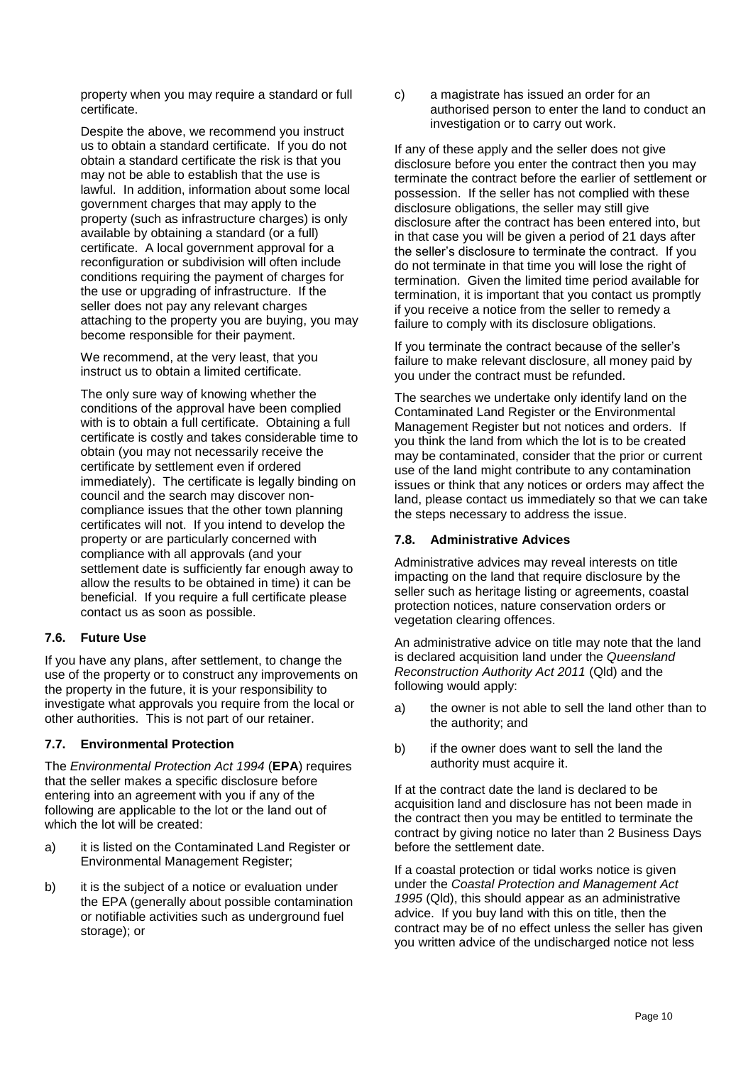property when you may require a standard or full certificate.

Despite the above, we recommend you instruct us to obtain a standard certificate. If you do not obtain a standard certificate the risk is that you may not be able to establish that the use is lawful. In addition, information about some local government charges that may apply to the property (such as infrastructure charges) is only available by obtaining a standard (or a full) certificate. A local government approval for a reconfiguration or subdivision will often include conditions requiring the payment of charges for the use or upgrading of infrastructure. If the seller does not pay any relevant charges attaching to the property you are buying, you may become responsible for their payment.

We recommend, at the very least, that you instruct us to obtain a limited certificate.

The only sure way of knowing whether the conditions of the approval have been complied with is to obtain a full certificate. Obtaining a full certificate is costly and takes considerable time to obtain (you may not necessarily receive the certificate by settlement even if ordered immediately). The certificate is legally binding on council and the search may discover non-compliance issues that the other town planning certificates will not. If you intend to develop the property or are particularly concerned with compliance with all approvals (and your settlement date is sufficiently far enough away to allow the results to be obtained in time) it can be beneficial. If you require a full certificate please contact us as soon as possible.

### 7.6. Future Use

If you have any plans, after settlement, to change the use of the property or to construct any improvements on the property in the future, it is your responsibility to investigate what approvals you require from the local or other authorities. This is not part of our retainer.

### 7.7. Environmental Protection

The *Environmental Protection Act 1994* (**EPA**) requires that the seller makes a specific disclosure before entering into an agreement with you if any of the following are applicable to the lot or the land out of which the lot will be created:

a) it is listed on the Contaminated Land Register or Environmental Management Register;

b) it is the subject of a notice or evaluation under the EPA (generally about possible contamination or notifiable activities such as underground fuel storage); or

c) a magistrate has issued an order for an authorised person to enter the land to conduct an investigation or to carry out work.

If any of these apply and the seller does not give disclosure before you enter the contract then you may terminate the contract before the earlier of settlement or possession. If the seller has not complied with these disclosure obligations, the seller may still give disclosure after the contract has been entered into, but in that case you will be given a period of 21 days after the seller's disclosure to terminate the contract. If you do not terminate in that time you will lose the right of termination. Given the limited time period available for termination, it is important that you contact us promptly if you receive a notice from the seller to remedy a failure to comply with its disclosure obligations.

If you terminate the contract because of the seller's failure to make relevant disclosure, all money paid by you under the contract must be refunded.

The searches we undertake only identify land on the Contaminated Land Register or the Environmental Management Register but not notices and orders. If you think the land from which the lot is to be created may be contaminated, consider that the prior or current use of the land might contribute to any contamination issues or think that any notices or orders may affect the land, please contact us immediately so that we can take the steps necessary to address the issue.

### 7.8. Administrative Advices

Administrative advices may reveal interests on title impacting on the land that require disclosure by the seller such as heritage listing or agreements, coastal protection notices, nature conservation orders or vegetation clearing offences.

An administrative advice on title may note that the land is declared acquisition land under the *Queensland Reconstruction Authority Act 2011* (Qld) and the following would apply:

a) the owner is not able to sell the land other than to the authority; and

b) if the owner does want to sell the land the authority must acquire it.

If at the contract date the land is declared to be acquisition land and disclosure has not been made in the contract then you may be entitled to terminate the contract by giving notice no later than 2 Business Days before the settlement date.

If a coastal protection or tidal works notice is given under the *Coastal Protection and Management Act 1995* (Qld), this should appear as an administrative advice. If you buy land with this on title, then the contract may be of no effect unless the seller has given you written advice of the undischarged notice not less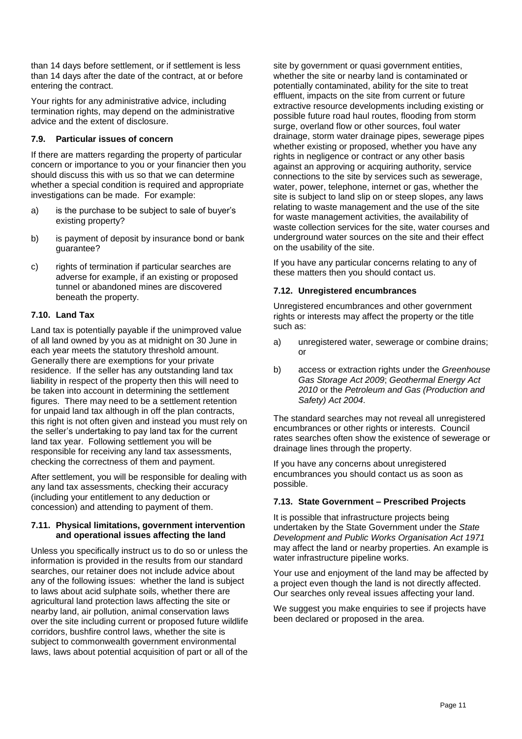than 14 days before settlement, or if settlement is less than 14 days after the date of the contract, at or before entering the contract.

Your rights for any administrative advice, including termination rights, may depend on the administrative advice and the extent of disclosure.

### 7.9. Particular issues of concern

If there are matters regarding the property of particular concern or importance to you or your financier then you should discuss this with us so that we can determine whether a special condition is required and appropriate investigations can be made. For example:

a) is the purchase to be subject to sale of buyer's existing property?

b) is payment of deposit by insurance bond or bank guarantee?

c) rights of termination if particular searches are adverse for example, if an existing or proposed tunnel or abandoned mines are discovered beneath the property.

### 7.10. Land Tax

Land tax is potentially payable if the unimproved value of all land owned by you as at midnight on 30 June in each year meets the statutory threshold amount. Generally there are exemptions for your private residence. If the seller has any outstanding land tax liability in respect of the property then this will need to be taken into account in determining the settlement figures. There may need to be a settlement retention for unpaid land tax although in off the plan contracts, this right is not often given and instead you must rely on the seller's undertaking to pay land tax for the current land tax year. Following settlement you will be responsible for receiving any land tax assessments, checking the correctness of them and payment.

After settlement, you will be responsible for dealing with any land tax assessments, checking their accuracy (including your entitlement to any deduction or concession) and attending to payment of them.

### 7.11. Physical limitations, government intervention and operational issues affecting the land

Unless you specifically instruct us to do so or unless the information is provided in the results from our standard searches, our retainer does not include advice about any of the following issues: whether the land is subject to laws about acid sulphate soils, whether there are agricultural land protection laws affecting the site or nearby land, air pollution, animal conservation laws over the site including current or proposed future wildlife corridors, bushfire control laws, whether the site is subject to commonwealth government environmental laws, laws about potential acquisition of part or all of the site by government or quasi government entities, whether the site or nearby land is contaminated or potentially contaminated, ability for the site to treat effluent, impacts on the site from current or future extractive resource developments including existing or possible future road haul routes, flooding from storm surge, overland flow or other sources, foul water drainage, storm water drainage pipes, sewerage pipes whether existing or proposed, whether you have any rights in negligence or contract or any other basis against an approving or acquiring authority, service connections to the site by services such as sewerage, water, power, telephone, internet or gas, whether the site is subject to land slip on or steep slopes, any laws relating to waste management and the use of the site for waste management activities, the availability of waste collection services for the site, water courses and underground water sources on the site and their effect on the usability of the site.

If you have any particular concerns relating to any of these matters then you should contact us.

### 7.12. Unregistered encumbrances

Unregistered encumbrances and other government rights or interests may affect the property or the title such as:

a) unregistered water, sewerage or combine drains; or

b) access or extraction rights under the *Greenhouse Gas Storage Act 2009*; *Geothermal Energy Act 2010* or the *Petroleum and Gas (Production and Safety) Act 2004*.

The standard searches may not reveal all unregistered encumbrances or other rights or interests. Council rates searches often show the existence of sewerage or drainage lines through the property.

If you have any concerns about unregistered encumbrances you should contact us as soon as possible.

### 7.13. State Government – Prescribed Projects

It is possible that infrastructure projects being undertaken by the State Government under the *State Development and Public Works Organisation Act 1971* may affect the land or nearby properties. An example is water infrastructure pipeline works.

Your use and enjoyment of the land may be affected by a project even though the land is not directly affected. Our searches only reveal issues affecting your land.

We suggest you make enquiries to see if projects have been declared or proposed in the area.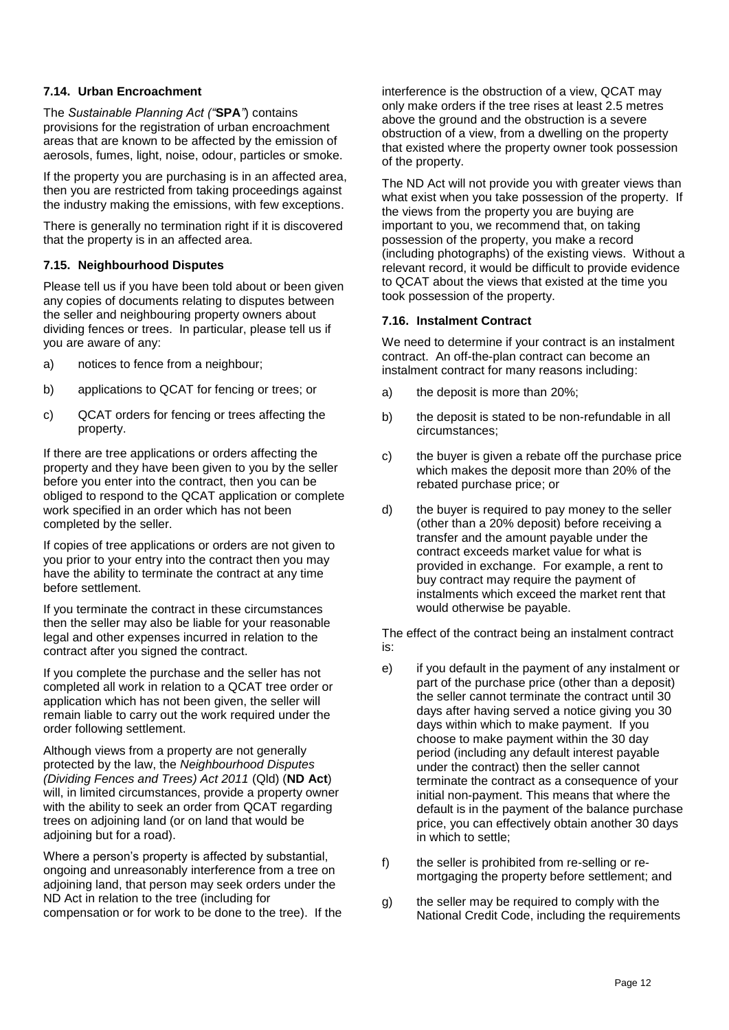### 7.14. Urban Encroachment

The *Sustainable Planning Act ("***SPA***")* contains provisions for the registration of urban encroachment areas that are known to be affected by the emission of aerosols, fumes, light, noise, odour, particles or smoke.

If the property you are purchasing is in an affected area, then you are restricted from taking proceedings against the industry making the emissions, with few exceptions.

There is generally no termination right if it is discovered that the property is in an affected area.

### 7.15. Neighbourhood Disputes

Please tell us if you have been told about or been given any copies of documents relating to disputes between the seller and neighbouring property owners about dividing fences or trees. In particular, please tell us if you are aware of any:

a) notices to fence from a neighbour;

b) applications to QCAT for fencing or trees; or

c) QCAT orders for fencing or trees affecting the property.

If there are tree applications or orders affecting the property and they have been given to you by the seller before you enter into the contract, then you can be obliged to respond to the QCAT application or complete work specified in an order which has not been completed by the seller.

If copies of tree applications or orders are not given to you prior to your entry into the contract then you may have the ability to terminate the contract at any time before settlement.

If you terminate the contract in these circumstances then the seller may also be liable for your reasonable legal and other expenses incurred in relation to the contract after you signed the contract.

If you complete the purchase and the seller has not completed all work in relation to a QCAT tree order or application which has not been given, the seller will remain liable to carry out the work required under the order following settlement.

Although views from a property are not generally protected by the law, the *Neighbourhood Disputes (Dividing Fences and Trees) Act 2011* (Qld) (**ND Act**) will, in limited circumstances, provide a property owner with the ability to seek an order from QCAT regarding trees on adjoining land (or on land that would be adjoining but for a road).

Where a person's property is affected by substantial, ongoing and unreasonably interference from a tree on adjoining land, that person may seek orders under the ND Act in relation to the tree (including for compensation or for work to be done to the tree). If the interference is the obstruction of a view, QCAT may only make orders if the tree rises at least 2.5 metres above the ground and the obstruction is a severe obstruction of a view, from a dwelling on the property that existed where the property owner took possession of the property.

The ND Act will not provide you with greater views than what exist when you take possession of the property. If the views from the property you are buying are important to you, we recommend that, on taking possession of the property, you make a record (including photographs) of the existing views. Without a relevant record, it would be difficult to provide evidence to QCAT about the views that existed at the time you took possession of the property.

### 7.16. Instalment Contract

We need to determine if your contract is an instalment contract. An off-the-plan contract can become an instalment contract for many reasons including:

a) the deposit is more than 20%;

b) the deposit is stated to be non-refundable in all circumstances;

c) the buyer is given a rebate off the purchase price which makes the deposit more than 20% of the rebated purchase price; or

d) the buyer is required to pay money to the seller (other than a 20% deposit) before receiving a transfer and the amount payable under the contract exceeds market value for what is provided in exchange. For example, a rent to buy contract may require the payment of instalments which exceed the market rent that would otherwise be payable.

The effect of the contract being an instalment contract is:

e) if you default in the payment of any instalment or part of the purchase price (other than a deposit) the seller cannot terminate the contract until 30 days after having served a notice giving you 30 days within which to make payment. If you choose to make payment within the 30 day period (including any default interest payable under the contract) then the seller cannot terminate the contract as a consequence of your initial non-payment. This means that where the default is in the payment of the balance purchase price, you can effectively obtain another 30 days in which to settle;

f) the seller is prohibited from re-selling or re-mortgaging the property before settlement; and

g) the seller may be required to comply with the National Credit Code, including the requirements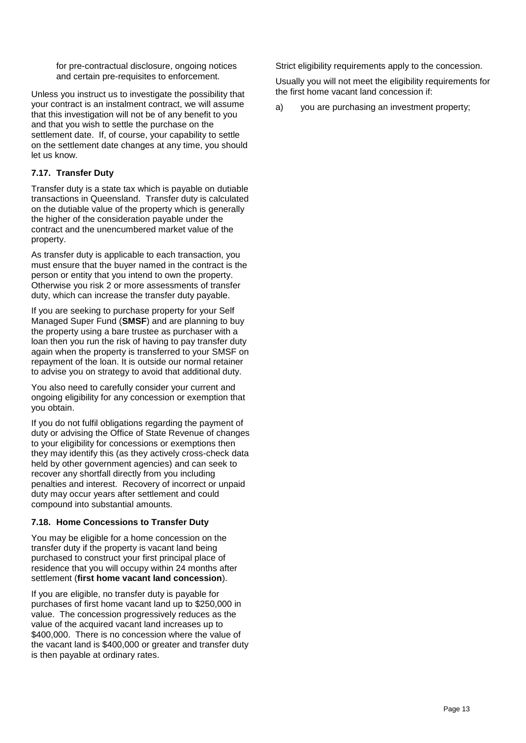for pre-contractual disclosure, ongoing notices and certain pre-requisites to enforcement.

Unless you instruct us to investigate the possibility that your contract is an instalment contract, we will assume that this investigation will not be of any benefit to you and that you wish to settle the purchase on the settlement date. If, of course, your capability to settle on the settlement date changes at any time, you should let us know.

### 7.17. Transfer Duty

Transfer duty is a state tax which is payable on dutiable transactions in Queensland. Transfer duty is calculated on the dutiable value of the property which is generally the higher of the consideration payable under the contract and the unencumbered market value of the property.

As transfer duty is applicable to each transaction, you must ensure that the buyer named in the contract is the person or entity that you intend to own the property. Otherwise you risk 2 or more assessments of transfer duty, which can increase the transfer duty payable.

If you are seeking to purchase property for your Self Managed Super Fund (**SMSF**) and are planning to buy the property using a bare trustee as purchaser with a loan then you run the risk of having to pay transfer duty again when the property is transferred to your SMSF on repayment of the loan. It is outside our normal retainer to advise you on strategy to avoid that additional duty.

You also need to carefully consider your current and ongoing eligibility for any concession or exemption that you obtain.

If you do not fulfil obligations regarding the payment of duty or advising the Office of State Revenue of changes to your eligibility for concessions or exemptions then they may identify this (as they actively cross-check data held by other government agencies) and can seek to recover any shortfall directly from you including penalties and interest. Recovery of incorrect or unpaid duty may occur years after settlement and could compound into substantial amounts.

### 7.18. Home Concessions to Transfer Duty

You may be eligible for a home concession on the transfer duty if the property is vacant land being purchased to construct your first principal place of residence that you will occupy within 24 months after settlement (**first home vacant land concession**).

If you are eligible, no transfer duty is payable for purchases of first home vacant land up to $250,000 in value. The concession progressively reduces as the value of the acquired vacant land increases up to $400,000. There is no concession where the value of the vacant land is $400,000 or greater and transfer duty is then payable at ordinary rates.

Strict eligibility requirements apply to the concession.

Usually you will not meet the eligibility requirements for the first home vacant land concession if:

a) you are purchasing an investment property;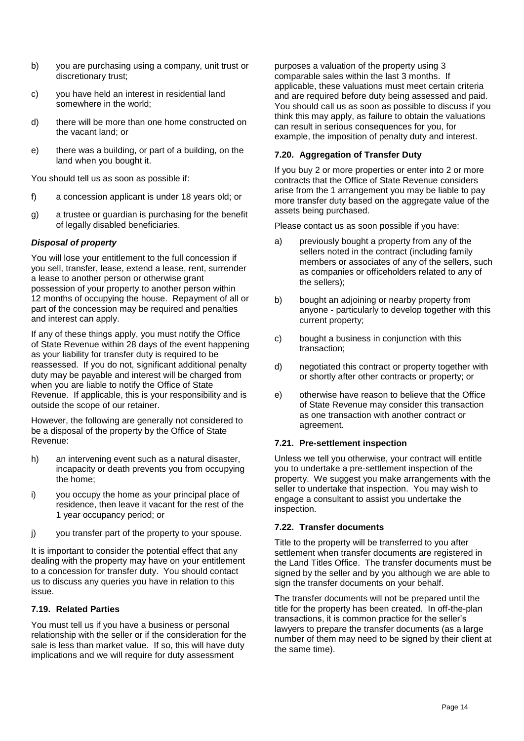b) you are purchasing using a company, unit trust or discretionary trust;

c) you have held an interest in residential land somewhere in the world;

d) there will be more than one home constructed on the vacant land; or

e) there was a building, or part of a building, on the land when you bought it.

You should tell us as soon as possible if:

f) a concession applicant is under 18 years old; or

g) a trustee or guardian is purchasing for the benefit of legally disabled beneficiaries.

***Disposal of property***

You will lose your entitlement to the full concession if you sell, transfer, lease, extend a lease, rent, surrender a lease to another person or otherwise grant possession of your property to another person within 12 months of occupying the house. Repayment of all or part of the concession may be required and penalties and interest can apply.

If any of these things apply, you must notify the Office of State Revenue within 28 days of the event happening as your liability for transfer duty is required to be reassessed. If you do not, significant additional penalty duty may be payable and interest will be charged from when you are liable to notify the Office of State Revenue. If applicable, this is your responsibility and is outside the scope of our retainer.

However, the following are generally not considered to be a disposal of the property by the Office of State Revenue:

h) an intervening event such as a natural disaster, incapacity or death prevents you from occupying the home;

i) you occupy the home as your principal place of residence, then leave it vacant for the rest of the 1 year occupancy period; or

j) you transfer part of the property to your spouse.

It is important to consider the potential effect that any dealing with the property may have on your entitlement to a concession for transfer duty. You should contact us to discuss any queries you have in relation to this issue.

### 7.19. Related Parties

You must tell us if you have a business or personal relationship with the seller or if the consideration for the sale is less than market value. If so, this will have duty implications and we will require for duty assessment purposes a valuation of the property using 3 comparable sales within the last 3 months. If applicable, these valuations must meet certain criteria and are required before duty being assessed and paid. You should call us as soon as possible to discuss if you think this may apply, as failure to obtain the valuations can result in serious consequences for you, for example, the imposition of penalty duty and interest.

### 7.20. Aggregation of Transfer Duty

If you buy 2 or more properties or enter into 2 or more contracts that the Office of State Revenue considers arise from the 1 arrangement you may be liable to pay more transfer duty based on the aggregate value of the assets being purchased.

Please contact us as soon possible if you have:

a) previously bought a property from any of the sellers noted in the contract (including family members or associates of any of the sellers, such as companies or officeholders related to any of the sellers);

b) bought an adjoining or nearby property from anyone - particularly to develop together with this current property;

c) bought a business in conjunction with this transaction;

d) negotiated this contract or property together with or shortly after other contracts or property; or

e) otherwise have reason to believe that the Office of State Revenue may consider this transaction as one transaction with another contract or agreement.

### 7.21. Pre-settlement inspection

Unless we tell you otherwise, your contract will entitle you to undertake a pre-settlement inspection of the property. We suggest you make arrangements with the seller to undertake that inspection. You may wish to engage a consultant to assist you undertake the inspection.

### 7.22. Transfer documents

Title to the property will be transferred to you after settlement when transfer documents are registered in the Land Titles Office. The transfer documents must be signed by the seller and by you although we are able to sign the transfer documents on your behalf.

The transfer documents will not be prepared until the title for the property has been created. In off-the-plan transactions, it is common practice for the seller's lawyers to prepare the transfer documents (as a large number of them may need to be signed by their client at the same time).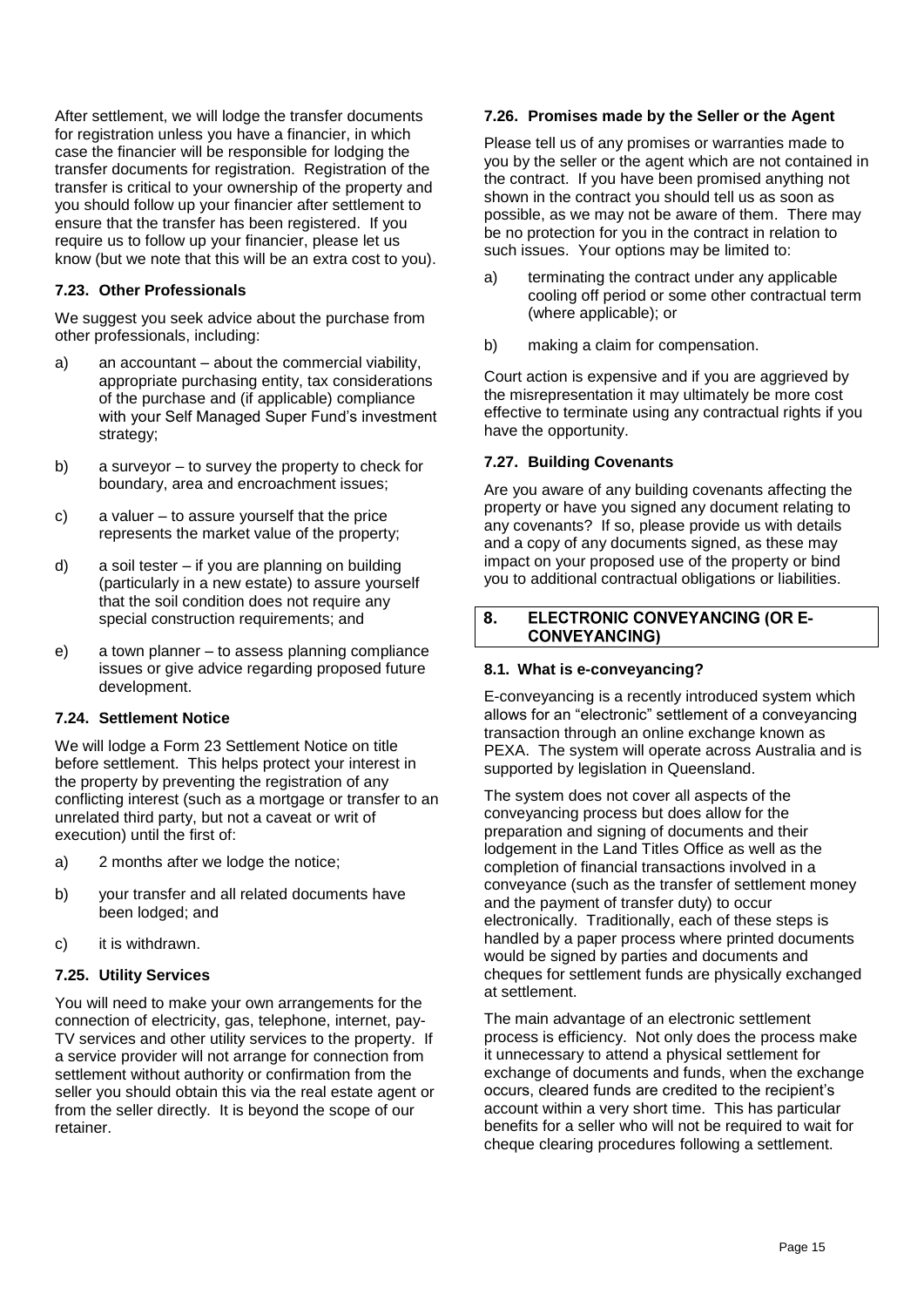After settlement, we will lodge the transfer documents for registration unless you have a financier, in which case the financier will be responsible for lodging the transfer documents for registration. Registration of the transfer is critical to your ownership of the property and you should follow up your financier after settlement to ensure that the transfer has been registered. If you require us to follow up your financier, please let us know (but we note that this will be an extra cost to you).

### 7.23. Other Professionals

We suggest you seek advice about the purchase from other professionals, including:

a) an accountant – about the commercial viability, appropriate purchasing entity, tax considerations of the purchase and (if applicable) compliance with your Self Managed Super Fund's investment strategy;

b) a surveyor – to survey the property to check for boundary, area and encroachment issues;

c) a valuer – to assure yourself that the price represents the market value of the property;

d) a soil tester – if you are planning on building (particularly in a new estate) to assure yourself that the soil condition does not require any special construction requirements; and

e) a town planner – to assess planning compliance issues or give advice regarding proposed future development.

### 7.24. Settlement Notice

We will lodge a Form 23 Settlement Notice on title before settlement. This helps protect your interest in the property by preventing the registration of any conflicting interest (such as a mortgage or transfer to an unrelated third party, but not a caveat or writ of execution) until the first of:

a) 2 months after we lodge the notice;

b) your transfer and all related documents have been lodged; and

c) it is withdrawn.

### 7.25. Utility Services

You will need to make your own arrangements for the connection of electricity, gas, telephone, internet, pay-TV services and other utility services to the property. If a service provider will not arrange for connection from settlement without authority or confirmation from the seller you should obtain this via the real estate agent or from the seller directly. It is beyond the scope of our retainer.

### 7.26. Promises made by the Seller or the Agent

Please tell us of any promises or warranties made to you by the seller or the agent which are not contained in the contract. If you have been promised anything not shown in the contract you should tell us as soon as possible, as we may not be aware of them. There may be no protection for you in the contract in relation to such issues. Your options may be limited to:

a) terminating the contract under any applicable cooling off period or some other contractual term (where applicable); or

b) making a claim for compensation.

Court action is expensive and if you are aggrieved by the misrepresentation it may ultimately be more cost effective to terminate using any contractual rights if you have the opportunity.

### 7.27. Building Covenants

Are you aware of any building covenants affecting the property or have you signed any document relating to any covenants? If so, please provide us with details and a copy of any documents signed, as these may impact on your proposed use of the property or bind you to additional contractual obligations or liabilities.

## 8. ELECTRONIC CONVEYANCING (OR E-CONVEYANCING)

### 8.1. What is e-conveyancing?

E-conveyancing is a recently introduced system which allows for an "electronic" settlement of a conveyancing transaction through an online exchange known as PEXA. The system will operate across Australia and is supported by legislation in Queensland.

The system does not cover all aspects of the conveyancing process but does allow for the preparation and signing of documents and their lodgement in the Land Titles Office as well as the completion of financial transactions involved in a conveyance (such as the transfer of settlement money and the payment of transfer duty) to occur electronically. Traditionally, each of these steps is handled by a paper process where printed documents would be signed by parties and documents and cheques for settlement funds are physically exchanged at settlement.

The main advantage of an electronic settlement process is efficiency. Not only does the process make it unnecessary to attend a physical settlement for exchange of documents and funds, when the exchange occurs, cleared funds are credited to the recipient's account within a very short time. This has particular benefits for a seller who will not be required to wait for cheque clearing procedures following a settlement.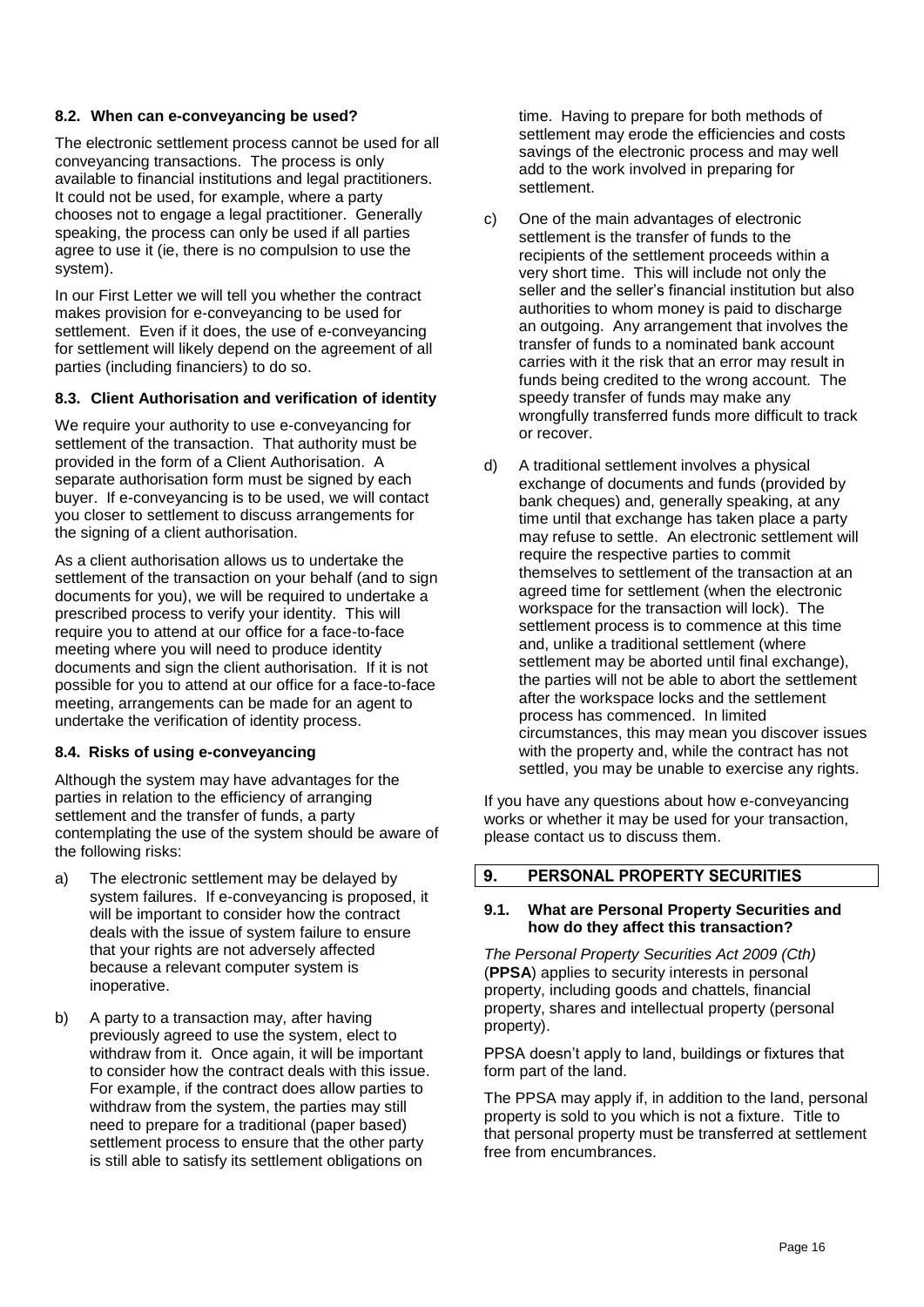### 8.2. When can e-conveyancing be used?

The electronic settlement process cannot be used for all conveyancing transactions. The process is only available to financial institutions and legal practitioners. It could not be used, for example, where a party chooses not to engage a legal practitioner. Generally speaking, the process can only be used if all parties agree to use it (ie, there is no compulsion to use the system).

In our First Letter we will tell you whether the contract makes provision for e-conveyancing to be used for settlement. Even if it does, the use of e-conveyancing for settlement will likely depend on the agreement of all parties (including financiers) to do so.

### 8.3. Client Authorisation and verification of identity

We require your authority to use e-conveyancing for settlement of the transaction. That authority must be provided in the form of a Client Authorisation. A separate authorisation form must be signed by each buyer. If e-conveyancing is to be used, we will contact you closer to settlement to discuss arrangements for the signing of a client authorisation.

As a client authorisation allows us to undertake the settlement of the transaction on your behalf (and to sign documents for you), we will be required to undertake a prescribed process to verify your identity. This will require you to attend at our office for a face-to-face meeting where you will need to produce identity documents and sign the client authorisation. If it is not possible for you to attend at our office for a face-to-face meeting, arrangements can be made for an agent to undertake the verification of identity process.

### 8.4. Risks of using e-conveyancing

Although the system may have advantages for the parties in relation to the efficiency of arranging settlement and the transfer of funds, a party contemplating the use of the system should be aware of the following risks:

a) The electronic settlement may be delayed by system failures. If e-conveyancing is proposed, it will be important to consider how the contract deals with the issue of system failure to ensure that your rights are not adversely affected because a relevant computer system is inoperative.

b) A party to a transaction may, after having previously agreed to use the system, elect to withdraw from it. Once again, it will be important to consider how the contract deals with this issue. For example, if the contract does allow parties to withdraw from the system, the parties may still need to prepare for a traditional (paper based) settlement process to ensure that the other party is still able to satisfy its settlement obligations on time. Having to prepare for both methods of settlement may erode the efficiencies and costs savings of the electronic process and may well add to the work involved in preparing for settlement.

c) One of the main advantages of electronic settlement is the transfer of funds to the recipients of the settlement proceeds within a very short time. This will include not only the seller and the seller's financial institution but also authorities to whom money is paid to discharge an outgoing. Any arrangement that involves the transfer of funds to a nominated bank account carries with it the risk that an error may result in funds being credited to the wrong account. The speedy transfer of funds may make any wrongfully transferred funds more difficult to track or recover.

d) A traditional settlement involves a physical exchange of documents and funds (provided by bank cheques) and, generally speaking, at any time until that exchange has taken place a party may refuse to settle. An electronic settlement will require the respective parties to commit themselves to settlement of the transaction at an agreed time for settlement (when the electronic workspace for the transaction will lock). The settlement process is to commence at this time and, unlike a traditional settlement (where settlement may be aborted until final exchange), the parties will not be able to abort the settlement after the workspace locks and the settlement process has commenced. In limited circumstances, this may mean you discover issues with the property and, while the contract has not settled, you may be unable to exercise any rights.

If you have any questions about how e-conveyancing works or whether it may be used for your transaction, please contact us to discuss them.

## 9. PERSONAL PROPERTY SECURITIES

### 9.1. What are Personal Property Securities and how do they affect this transaction?

*The Personal Property Securities Act 2009 (Cth)* (**PPSA**) applies to security interests in personal property, including goods and chattels, financial property, shares and intellectual property (personal property).

PPSA doesn't apply to land, buildings or fixtures that form part of the land.

The PPSA may apply if, in addition to the land, personal property is sold to you which is not a fixture. Title to that personal property must be transferred at settlement free from encumbrances.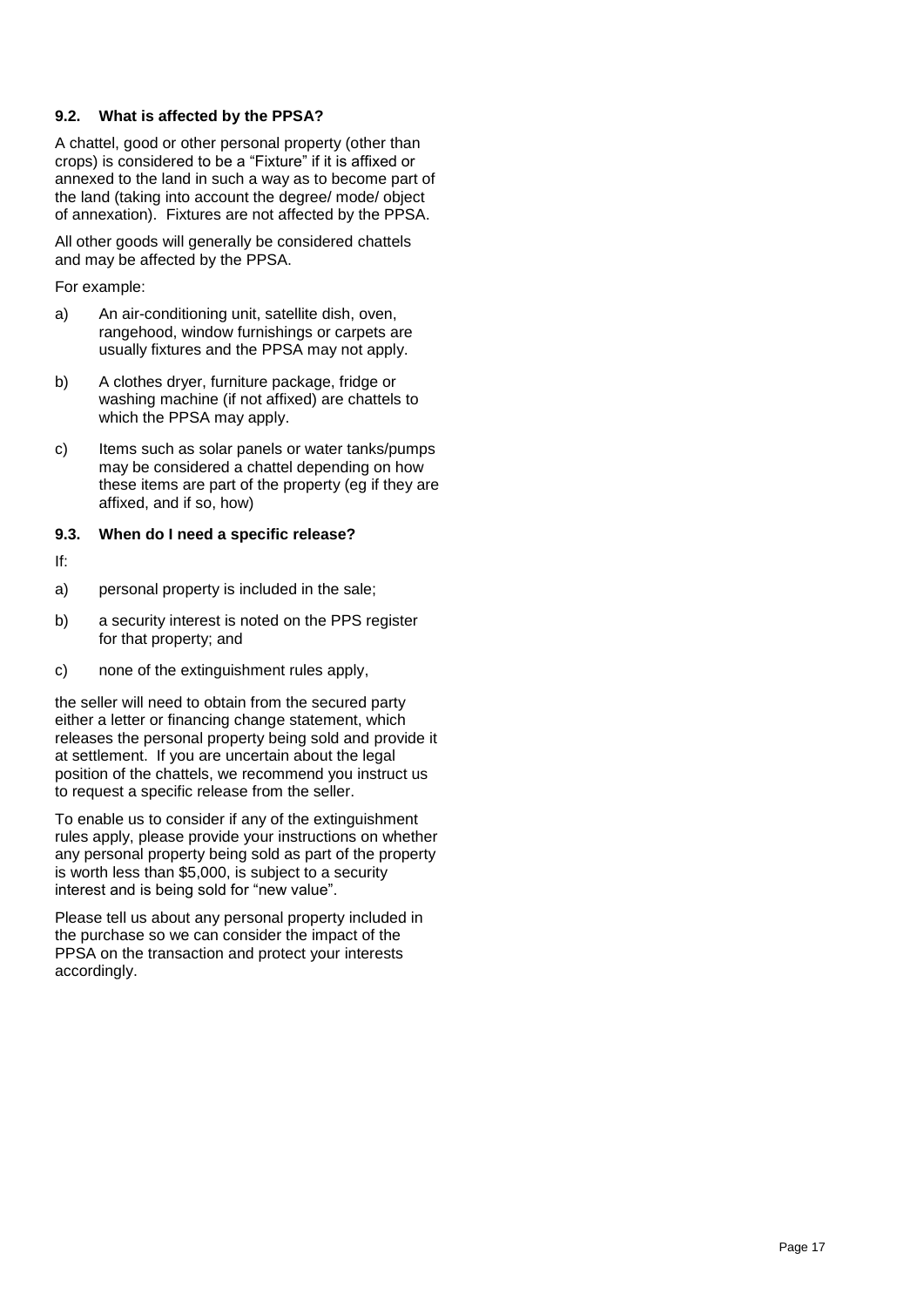### 9.2. What is affected by the PPSA?

A chattel, good or other personal property (other than crops) is considered to be a "Fixture" if it is affixed or annexed to the land in such a way as to become part of the land (taking into account the degree/ mode/ object of annexation). Fixtures are not affected by the PPSA.

All other goods will generally be considered chattels and may be affected by the PPSA.

For example:

a) An air-conditioning unit, satellite dish, oven, rangehood, window furnishings or carpets are usually fixtures and the PPSA may not apply.

b) A clothes dryer, furniture package, fridge or washing machine (if not affixed) are chattels to which the PPSA may apply.

c) Items such as solar panels or water tanks/pumps may be considered a chattel depending on how these items are part of the property (eg if they are affixed, and if so, how)

### 9.3. When do I need a specific release?

If:

a) personal property is included in the sale;

b) a security interest is noted on the PPS register for that property; and

c) none of the extinguishment rules apply,

the seller will need to obtain from the secured party either a letter or financing change statement, which releases the personal property being sold and provide it at settlement. If you are uncertain about the legal position of the chattels, we recommend you instruct us to request a specific release from the seller.

To enable us to consider if any of the extinguishment rules apply, please provide your instructions on whether any personal property being sold as part of the property is worth less than $5,000, is subject to a security interest and is being sold for "new value".

Please tell us about any personal property included in the purchase so we can consider the impact of the PPSA on the transaction and protect your interests accordingly.